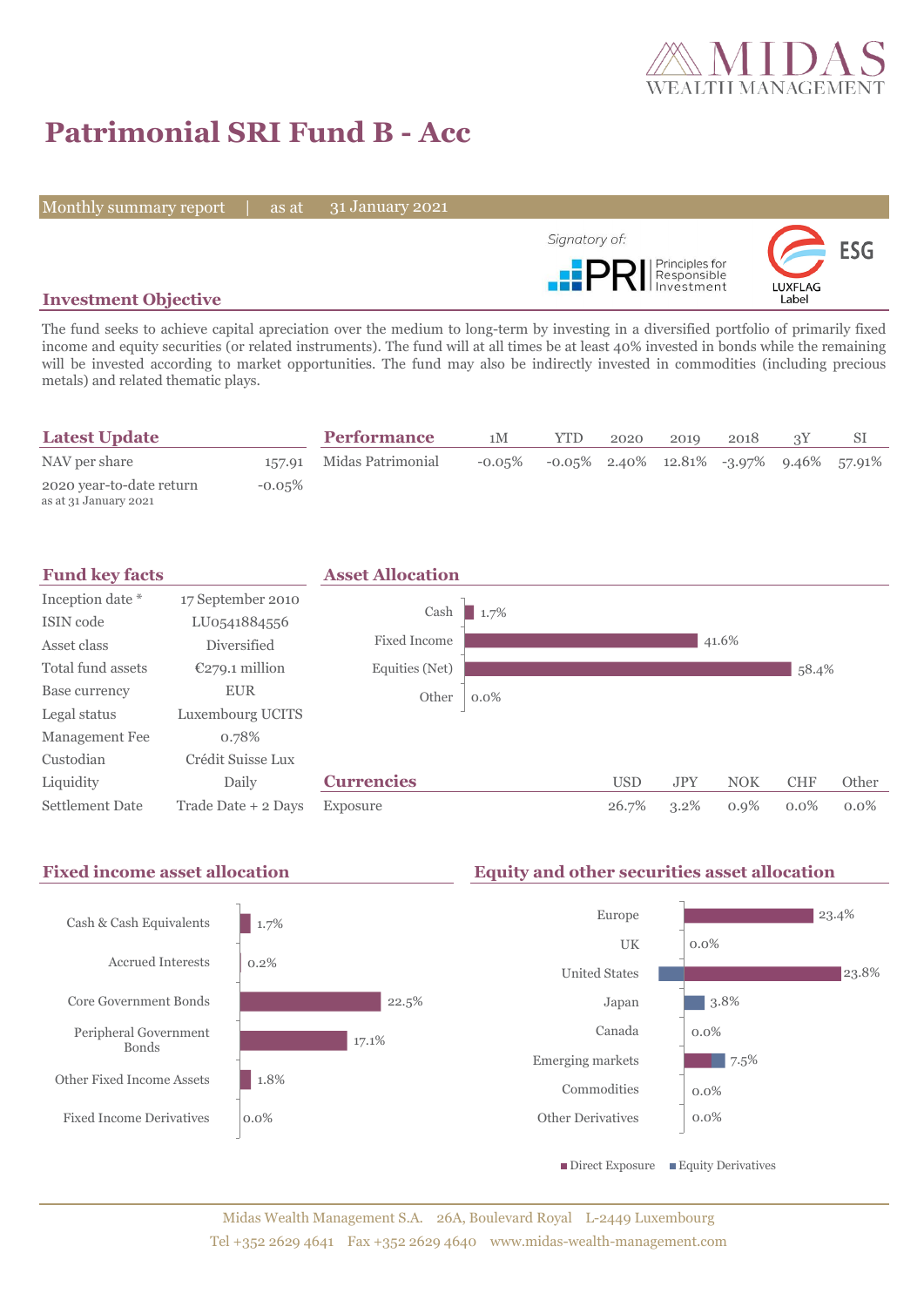# Patrimonial SRI Fund B - Acc

Monthly summary report | as at 31 January 2021

Signatory of: PRI Principles for Responsible Investment

ESG LUXFLAG Label

## Investment Objective

The fund seeks to achieve capital apreciation over the medium to long-term by investing in a diversified portfolio of primarily fixed income and equity securities (or related instruments). The fund will at all times be at least 40% invested in bonds while the remaining will be invested according to market opportunities. The fund may also be indirectly invested in commodities (including precious metals) and related thematic plays.

## Latest Update

| | |
|---|---|
| NAV per share | 157.91 |
| 2020 year-to-date return<br>as at 31 January 2021 | -0.05% |

## Performance

| | 1M | YTD | 2020 | 2019 | 2018 | 3Y | SI |
|---|---|---|---|---|---|---|---|
| Midas Patrimonial | -0.05% | -0.05% | 2.40% | 12.81% | -3.97% | 9.46% | 57.91% |

## Fund key facts

| | |
|---|---|
| Inception date * | 17 September 2010 |
| ISIN code | LU0541884556 |
| Asset class | Diversified |
| Total fund assets | €279.1 million |
| Base currency | EUR |
| Legal status | Luxembourg UCITS |
| Management Fee | 0.78% |
| Custodian | Crédit Suisse Lux |
| Liquidity | Daily |
| Settlement Date | Trade Date + 2 Days |

## Asset Allocation

| | |
|---|---|
| Cash | 1.7% |
| Fixed Income | 41.6% |
| Equities (Net) | 58.4% |
| Other | 0.0% |

## Currencies

| | USD | JPY | NOK | CHF | Other |
|---|---|---|---|---|---|
| Exposure | 26.7% | 3.2% | 0.9% | 0.0% | 0.0% |

## Fixed income asset allocation

| | |
|---|---|
| Cash & Cash Equivalents | 1.7% |
| Accrued Interests | 0.2% |
| Core Government Bonds | 22.5% |
| Peripheral Government Bonds | 17.1% |
| Other Fixed Income Assets | 1.8% |
| Fixed Income Derivatives | 0.0% |

## Equity and other securities asset allocation

| | |
|---|---|
| Europe | 23.4% |
| UK | 0.0% |
| United States | 23.8% |
| Japan | 3.8% |
| Canada | 0.0% |
| Emerging markets | 7.5% |
| Commodities | 0.0% |
| Other Derivatives | 0.0% |

■ Direct Exposure ■ Equity Derivatives

Midas Wealth Management S.A. 26A, Boulevard Royal L-2449 Luxembourg
Tel +352 2629 4641 Fax +352 2629 4640 www.midas-wealth-management.com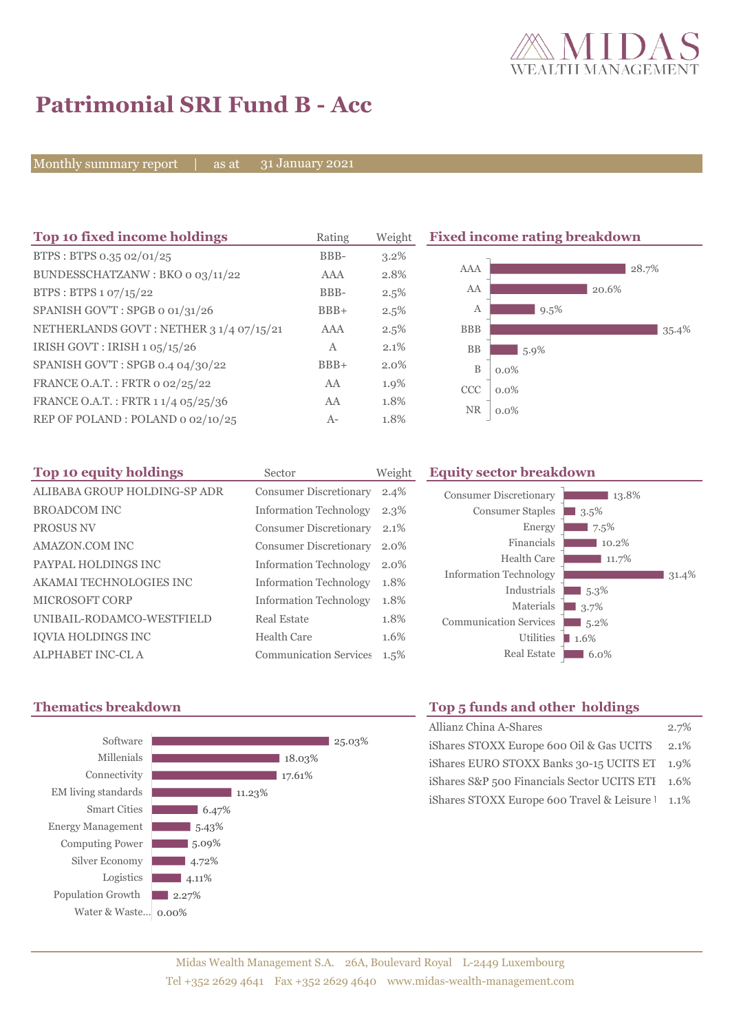# Patrimonial SRI Fund B - Acc

Monthly summary report | as at 31 January 2021

## Top 10 fixed income holdings

| Top 10 fixed income holdings | Rating | Weight |
|---|---|---|
| BTPS : BTPS 0.35 02/01/25 | BBB- | 3.2% |
| BUNDESSCHATZANW : BKO 0 03/11/22 | AAA | 2.8% |
| BTPS : BTPS 1 07/15/22 | BBB- | 2.5% |
| SPANISH GOV'T : SPGB 0 01/31/26 | BBB+ | 2.5% |
| NETHERLANDS GOVT : NETHER 3 1/4 07/15/21 | AAA | 2.5% |
| IRISH GOVT : IRISH 1 05/15/26 | A | 2.1% |
| SPANISH GOV'T : SPGB 0.4 04/30/22 | BBB+ | 2.0% |
| FRANCE O.A.T. : FRTR 0 02/25/22 | AA | 1.9% |
| FRANCE O.A.T. : FRTR 1 1/4 05/25/36 | AA | 1.8% |
| REP OF POLAND : POLAND 0 02/10/25 | A- | 1.8% |

## Fixed income rating breakdown

| Rating | Weight |
|---|---|
| AAA | 28.7% |
| AA | 20.6% |
| A | 9.5% |
| BBB | 35.4% |
| BB | 5.9% |
| B | 0.0% |
| CCC | 0.0% |
| NR | 0.0% |

## Top 10 equity holdings

| Top 10 equity holdings | Sector | Weight |
|---|---|---|
| ALIBABA GROUP HOLDING-SP ADR | Consumer Discretionary | 2.4% |
| BROADCOM INC | Information Technology | 2.3% |
| PROSUS NV | Consumer Discretionary | 2.1% |
| AMAZON.COM INC | Consumer Discretionary | 2.0% |
| PAYPAL HOLDINGS INC | Information Technology | 2.0% |
| AKAMAI TECHNOLOGIES INC | Information Technology | 1.8% |
| MICROSOFT CORP | Information Technology | 1.8% |
| UNIBAIL-RODAMCO-WESTFIELD | Real Estate | 1.8% |
| IQVIA HOLDINGS INC | Health Care | 1.6% |
| ALPHABET INC-CL A | Communication Services | 1.5% |

## Equity sector breakdown

| Sector | Weight |
|---|---|
| Consumer Discretionary | 13.8% |
| Consumer Staples | 3.5% |
| Energy | 7.5% |
| Financials | 10.2% |
| Health Care | 11.7% |
| Information Technology | 31.4% |
| Industrials | 5.3% |
| Materials | 3.7% |
| Communication Services | 5.2% |
| Utilities | 1.6% |
| Real Estate | 6.0% |

## Thematics breakdown

| Theme | Weight |
|---|---|
| Software | 25.03% |
| Millenials | 18.03% |
| Connectivity | 17.61% |
| EM living standards | 11.23% |
| Smart Cities | 6.47% |
| Energy Management | 5.43% |
| Computing Power | 5.09% |
| Silver Economy | 4.72% |
| Logistics | 4.11% |
| Population Growth | 2.27% |
| Water & Waste... | 0.00% |

## Top 5 funds and other holdings

| Fund | Weight |
|---|---|
| Allianz China A-Shares | 2.7% |
| iShares STOXX Europe 600 Oil & Gas UCITS | 2.1% |
| iShares EURO STOXX Banks 30-15 UCITS ET | 1.9% |
| iShares S&P 500 Financials Sector UCITS ETF | 1.6% |
| iShares STOXX Europe 600 Travel & Leisure | 1.1% |

Midas Wealth Management S.A. 26A, Boulevard Royal L-2449 Luxembourg
Tel +352 2629 4641 Fax +352 2629 4640 www.midas-wealth-management.com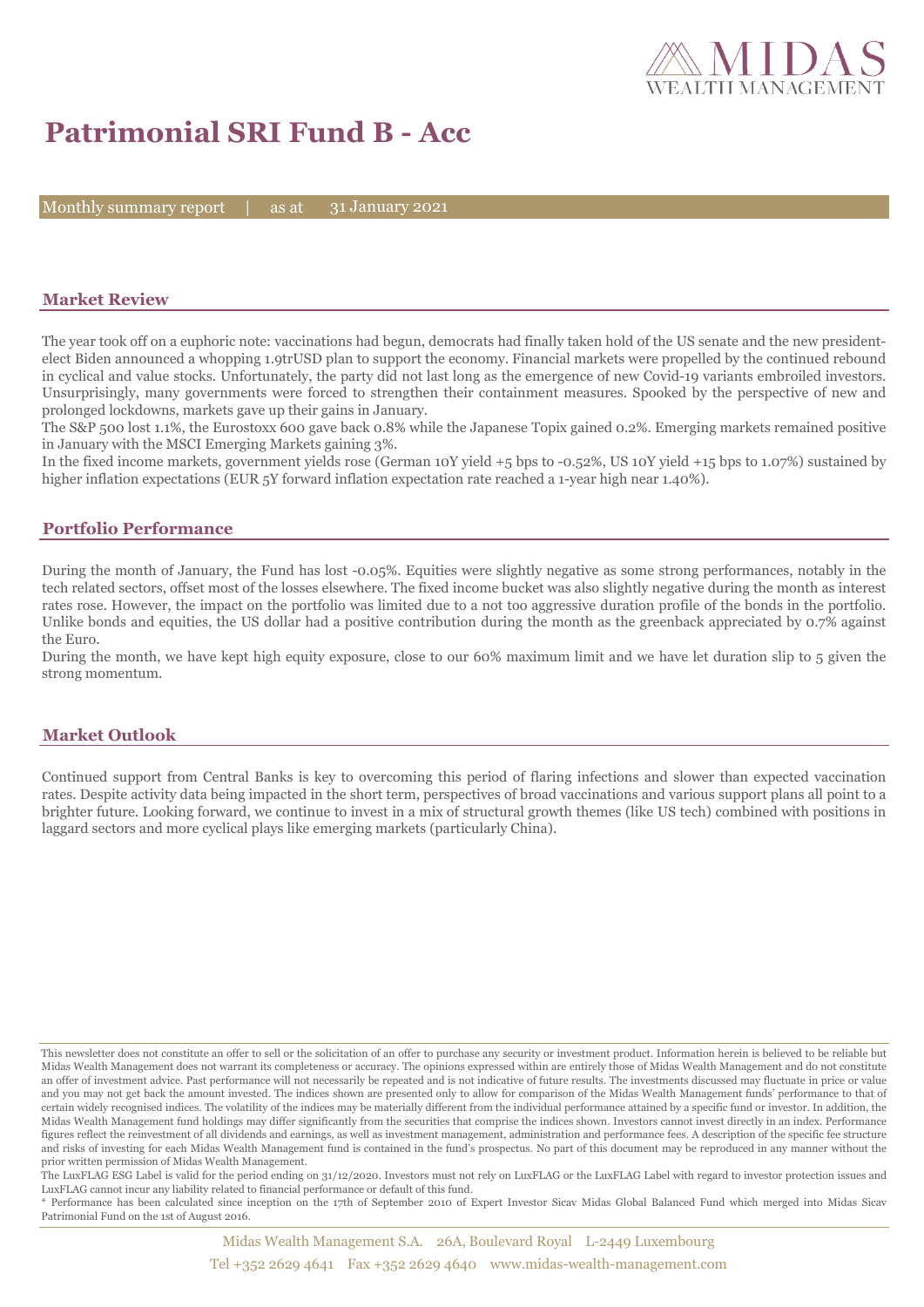# Patrimonial SRI Fund B - Acc

Monthly summary report | as at 31 January 2021

## Market Review

The year took off on a euphoric note: vaccinations had begun, democrats had finally taken hold of the US senate and the new president-elect Biden announced a whopping 1.9trUSD plan to support the economy. Financial markets were propelled by the continued rebound in cyclical and value stocks. Unfortunately, the party did not last long as the emergence of new Covid-19 variants embroiled investors. Unsurprisingly, many governments were forced to strengthen their containment measures. Spooked by the perspective of new and prolonged lockdowns, markets gave up their gains in January.

The S&P 500 lost 1.1%, the Eurostoxx 600 gave back 0.8% while the Japanese Topix gained 0.2%. Emerging markets remained positive in January with the MSCI Emerging Markets gaining 3%.

In the fixed income markets, government yields rose (German 10Y yield +5 bps to -0.52%, US 10Y yield +15 bps to 1.07%) sustained by higher inflation expectations (EUR 5Y forward inflation expectation rate reached a 1-year high near 1.40%).

## Portfolio Performance

During the month of January, the Fund has lost -0.05%. Equities were slightly negative as some strong performances, notably in the tech related sectors, offset most of the losses elsewhere. The fixed income bucket was also slightly negative during the month as interest rates rose. However, the impact on the portfolio was limited due to a not too aggressive duration profile of the bonds in the portfolio. Unlike bonds and equities, the US dollar had a positive contribution during the month as the greenback appreciated by 0.7% against the Euro.

During the month, we have kept high equity exposure, close to our 60% maximum limit and we have let duration slip to 5 given the strong momentum.

## Market Outlook

Continued support from Central Banks is key to overcoming this period of flaring infections and slower than expected vaccination rates. Despite activity data being impacted in the short term, perspectives of broad vaccinations and various support plans all point to a brighter future. Looking forward, we continue to invest in a mix of structural growth themes (like US tech) combined with positions in laggard sectors and more cyclical plays like emerging markets (particularly China).

This newsletter does not constitute an offer to sell or the solicitation of an offer to purchase any security or investment product. Information herein is believed to be reliable but Midas Wealth Management does not warrant its completeness or accuracy. The opinions expressed within are entirely those of Midas Wealth Management and do not constitute an offer of investment advice. Past performance will not necessarily be repeated and is not indicative of future results. The investments discussed may fluctuate in price or value and you may not get back the amount invested. The indices shown are presented only to allow for comparison of the Midas Wealth Management funds' performance to that of certain widely recognised indices. The volatility of the indices may be materially different from the individual performance attained by a specific fund or investor. In addition, the Midas Wealth Management fund holdings may differ significantly from the securities that comprise the indices shown. Investors cannot invest directly in an index. Performance figures reflect the reinvestment of all dividends and earnings, as well as investment management, administration and performance fees. A description of the specific fee structure and risks of investing for each Midas Wealth Management fund is contained in the fund's prospectus. No part of this document may be reproduced in any manner without the prior written permission of Midas Wealth Management.

The LuxFLAG ESG Label is valid for the period ending on 31/12/2020. Investors must not rely on LuxFLAG or the LuxFLAG Label with regard to investor protection issues and LuxFLAG cannot incur any liability related to financial performance or default of this fund.

* Performance has been calculated since inception on the 17th of September 2010 of Expert Investor Sicav Midas Global Balanced Fund which merged into Midas Sicav Patrimonial Fund on the 1st of August 2016.

Midas Wealth Management S.A. 26A, Boulevard Royal L-2449 Luxembourg

Tel +352 2629 4641 Fax +352 2629 4640 www.midas-wealth-management.com